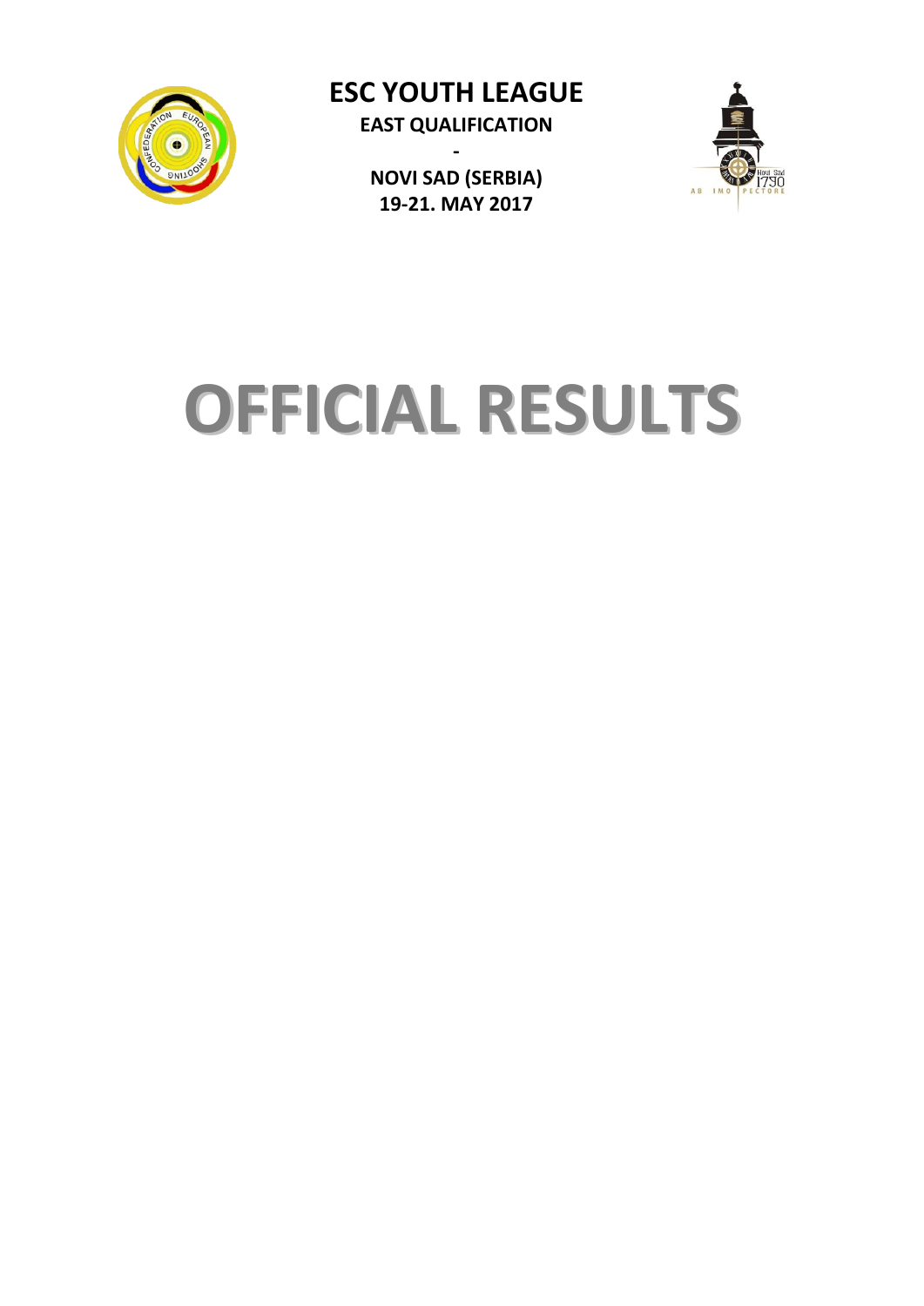# ESC YOUTH LEAGUE

**EAST QUALIFICATION**

**-**

**NOVI SAD (SERBIA)**

**19-21. MAY 2017**

# OFFICIAL RESULTS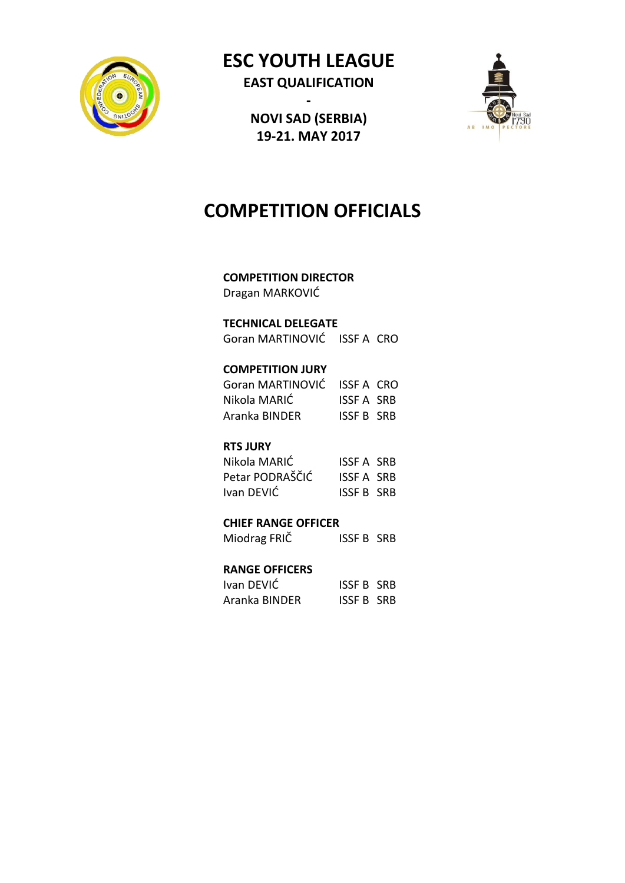# ESC YOUTH LEAGUE

**EAST QUALIFICATION**

**-**

**NOVI SAD (SERBIA)**

**19-21. MAY 2017**

## COMPETITION OFFICIALS

**COMPETITION DIRECTOR**

Dragan MARKOVIĆ

**TECHNICAL DELEGATE**

| | | |
|---|---|---|
| Goran MARTINOVIĆ | ISSF A | CRO |

**COMPETITION JURY**

| | | |
|---|---|---|
| Goran MARTINOVIĆ | ISSF A | CRO |
| Nikola MARIĆ | ISSF A | SRB |
| Aranka BINDER | ISSF B | SRB |

**RTS JURY**

| | | |
|---|---|---|
| Nikola MARIĆ | ISSF A | SRB |
| Petar PODRAŠČIĆ | ISSF A | SRB |
| Ivan DEVIĆ | ISSF B | SRB |

**CHIEF RANGE OFFICER**

| | | |
|---|---|---|
| Miodrag FRIČ | ISSF B | SRB |

**RANGE OFFICERS**

| | | |
|---|---|---|
| Ivan DEVIĆ | ISSF B | SRB |
| Aranka BINDER | ISSF B | SRB |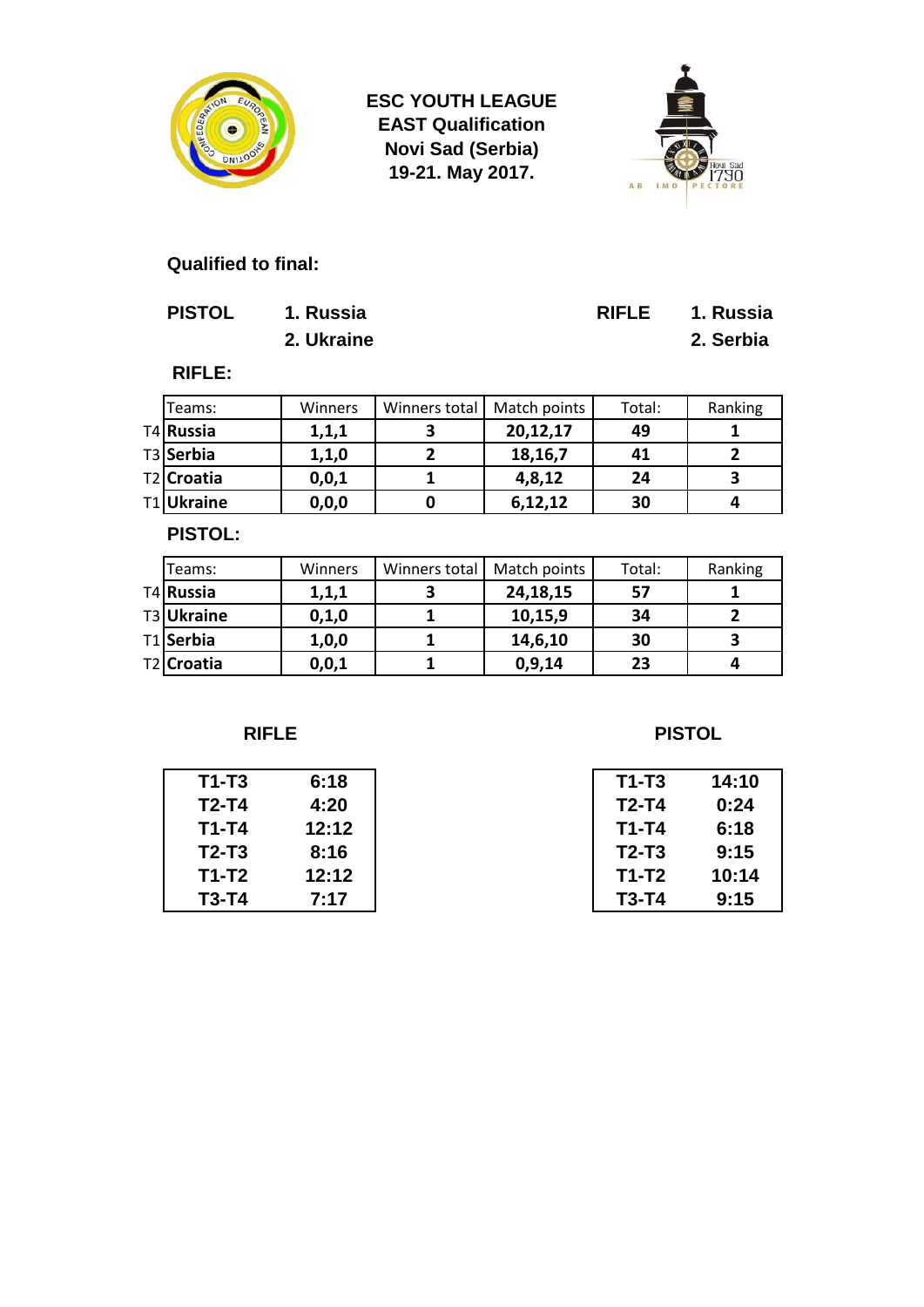# ESC YOUTH LEAGUE
## EAST Qualification
## Novi Sad (Serbia)
## 19-21. May 2017.

**Qualified to final:**

| | | | |
|---|---|---|---|
| **PISTOL** | **1. Russia** | **RIFLE** | **1. Russia** |
| | **2. Ukraine** | | **2. Serbia** |

**RIFLE:**

| | Teams: | Winners | Winners total | Match points | Total: | Ranking |
|---|---|---|---|---|---|---|
| T4 | **Russia** | **1,1,1** | **3** | **20,12,17** | **49** | **1** |
| T3 | **Serbia** | **1,1,0** | **2** | **18,16,7** | **41** | **2** |
| T2 | **Croatia** | **0,0,1** | **1** | **4,8,12** | **24** | **3** |
| T1 | **Ukraine** | **0,0,0** | **0** | **6,12,12** | **30** | **4** |

**PISTOL:**

| | Teams: | Winners | Winners total | Match points | Total: | Ranking |
|---|---|---|---|---|---|---|
| T4 | **Russia** | **1,1,1** | **3** | **24,18,15** | **57** | **1** |
| T3 | **Ukraine** | **0,1,0** | **1** | **10,15,9** | **34** | **2** |
| T1 | **Serbia** | **1,0,0** | **1** | **14,6,10** | **30** | **3** |
| T2 | **Croatia** | **0,0,1** | **1** | **0,9,14** | **23** | **4** |

**RIFLE**

| | |
|---|---|
| **T1-T3** | **6:18** |
| **T2-T4** | **4:20** |
| **T1-T4** | **12:12** |
| **T2-T3** | **8:16** |
| **T1-T2** | **12:12** |
| **T3-T4** | **7:17** |

**PISTOL**

| | |
|---|---|
| **T1-T3** | **14:10** |
| **T2-T4** | **0:24** |
| **T1-T4** | **6:18** |
| **T2-T3** | **9:15** |
| **T1-T2** | **10:14** |
| **T3-T4** | **9:15** |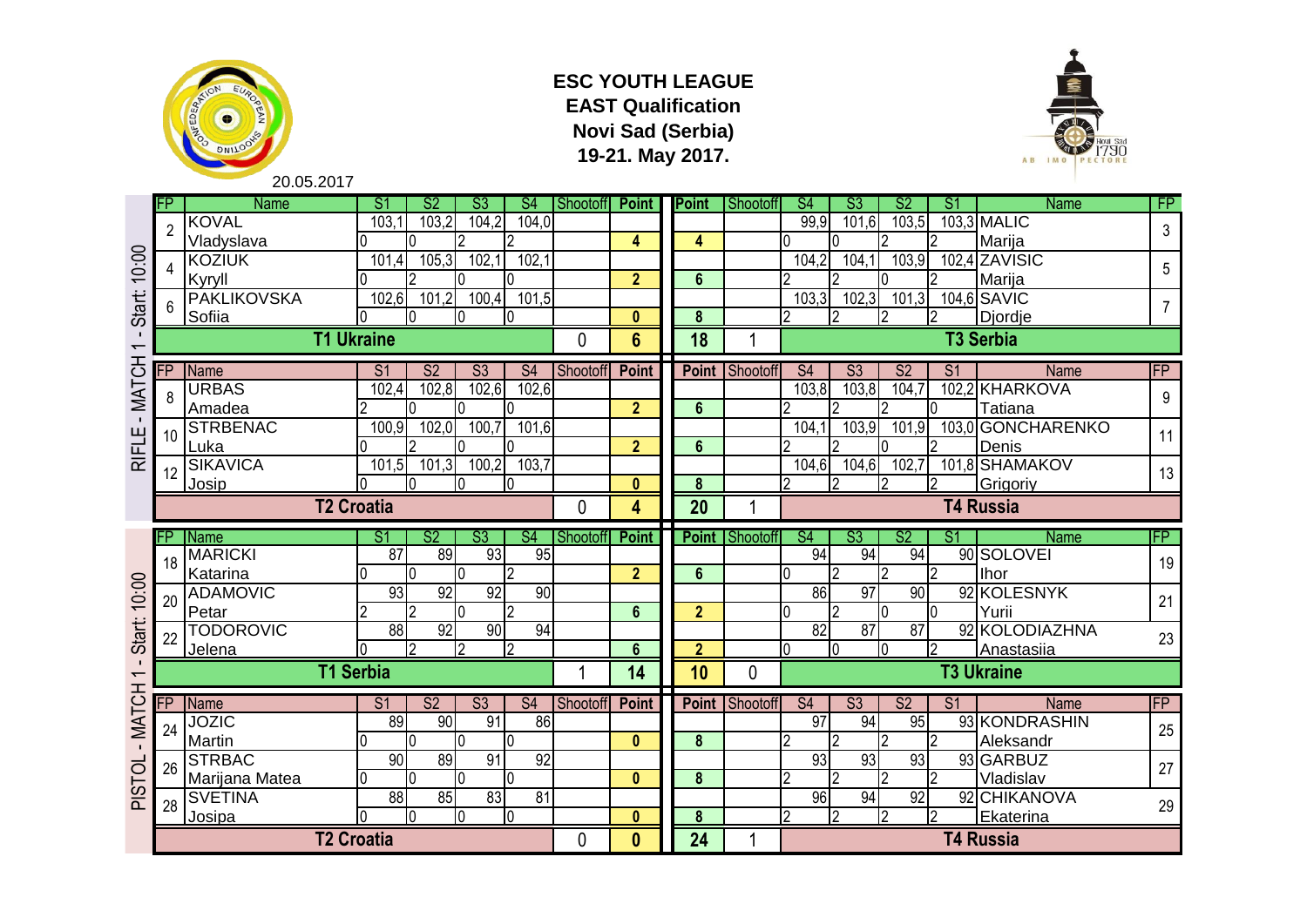# ESC YOUTH LEAGUE

**EAST Qualification**

**Novi Sad (Serbia)**

**19-21. May 2017.**

20.05.2017

## RIFLE - MATCH 1 - Start: 10:00

| FP | Name | S1 | S2 | S3 | S4 | Shootoff | Point | Point | Shootoff | S4 | S3 | S2 | S1 | Name | FP |
|---|---|---|---|---|---|---|---|---|---|---|---|---|---|---|---|
| 2 | KOVAL Vladyslava | 103,1 | 103,2 | 104,2 | 104,0 | | | | | 99,9 | 101,6 | 103,5 | 103,3 | MALIC Marija | 3 |
| | | 0 | 0 | 2 | 2 | | 4 | 4 | | 0 | 0 | 2 | 2 | | |
| 4 | KOZIUK Kyryll | 101,4 | 105,3 | 102,1 | 102,1 | | | | | 104,2 | 104,1 | 103,9 | 102,4 | ZAVISIC Marija | 5 |
| | | 0 | 2 | 0 | 0 | | 2 | 6 | | 2 | 2 | 0 | 2 | | |
| 6 | PAKLIKOVSKA Sofiia | 102,6 | 101,2 | 100,4 | 101,5 | | | | | 103,3 | 102,3 | 101,3 | 104,6 | SAVIC Djordje | 7 |
| | | 0 | 0 | 0 | 0 | | 0 | 8 | | 2 | 2 | 2 | 2 | | |
| | **T1 Ukraine** | | | | | 0 | 6 | 18 | 1 | | | | | **T3 Serbia** | |

| FP | Name | S1 | S2 | S3 | S4 | Shootoff | Point | Point | Shootoff | S4 | S3 | S2 | S1 | Name | FP |
|---|---|---|---|---|---|---|---|---|---|---|---|---|---|---|---|
| 8 | URBAS Amadea | 102,4 | 102,8 | 102,6 | 102,6 | | | | | 103,8 | 103,8 | 104,7 | 102,2 | KHARKOVA Tatiana | 9 |
| | | 2 | 0 | 0 | 0 | | 2 | 6 | | 2 | 2 | 2 | 0 | | |
| 10 | STRBENAC Luka | 100,9 | 102,0 | 100,7 | 101,6 | | | | | 104,1 | 103,9 | 101,9 | 103,0 | GONCHARENKO Denis | 11 |
| | | 0 | 2 | 0 | 0 | | 2 | 6 | | 2 | 2 | 0 | 2 | | |
| 12 | SIKAVICA Josip | 101,5 | 101,3 | 100,2 | 103,7 | | | | | 104,6 | 104,6 | 102,7 | 101,8 | SHAMAKOV Grigoriy | 13 |
| | | 0 | 0 | 0 | 0 | | 0 | 8 | | 2 | 2 | 2 | 2 | | |
| | **T2 Croatia** | | | | | 0 | 4 | 20 | 1 | | | | | **T4 Russia** | |

## PISTOL - MATCH 1 - Start: 10:00

| FP | Name | S1 | S2 | S3 | S4 | Shootoff | Point | Point | Shootoff | S4 | S3 | S2 | S1 | Name | FP |
|---|---|---|---|---|---|---|---|---|---|---|---|---|---|---|---|
| 18 | MARICKI Katarina | 87 | 89 | 93 | 95 | | | | | 94 | 94 | 94 | 90 | SOLOVEI Ihor | 19 |
| | | 0 | 0 | 0 | 2 | | 2 | 6 | | 0 | 2 | 2 | 2 | | |
| 20 | ADAMOVIC Petar | 93 | 92 | 92 | 90 | | | | | 86 | 97 | 90 | 92 | KOLESNYK Yurii | 21 |
| | | 2 | 2 | 0 | 2 | | 6 | 2 | | 0 | 2 | 0 | 0 | | |
| 22 | TODOROVIC Jelena | 88 | 92 | 90 | 94 | | | | | 82 | 87 | 87 | 92 | KOLODIAZHNA Anastasiia | 23 |
| | | 0 | 2 | 2 | 2 | | 6 | 2 | | 0 | 0 | 0 | 2 | | |
| | **T1 Serbia** | | | | | 1 | 14 | 10 | 0 | | | | | **T3 Ukraine** | |

| FP | Name | S1 | S2 | S3 | S4 | Shootoff | Point | Point | Shootoff | S4 | S3 | S2 | S1 | Name | FP |
|---|---|---|---|---|---|---|---|---|---|---|---|---|---|---|---|
| 24 | JOZIC Martin | 89 | 90 | 91 | 86 | | | | | 97 | 94 | 95 | 93 | KONDRASHIN Aleksandr | 25 |
| | | 0 | 0 | 0 | 0 | | 0 | 8 | | 2 | 2 | 2 | 2 | | |
| 26 | STRBAC Marijana Matea | 90 | 89 | 91 | 92 | | | | | 93 | 93 | 93 | 93 | GARBUZ Vladislav | 27 |
| | | 0 | 0 | 0 | 0 | | 0 | 8 | | 2 | 2 | 2 | 2 | | |
| 28 | SVETINA Josipa | 88 | 85 | 83 | 81 | | | | | 96 | 94 | 92 | 92 | CHIKANOVA Ekaterina | 29 |
| | | 0 | 0 | 0 | 0 | | 0 | 8 | | 2 | 2 | 2 | 2 | | |
| | **T2 Croatia** | | | | | 0 | 0 | 24 | 1 | | | | | **T4 Russia** | |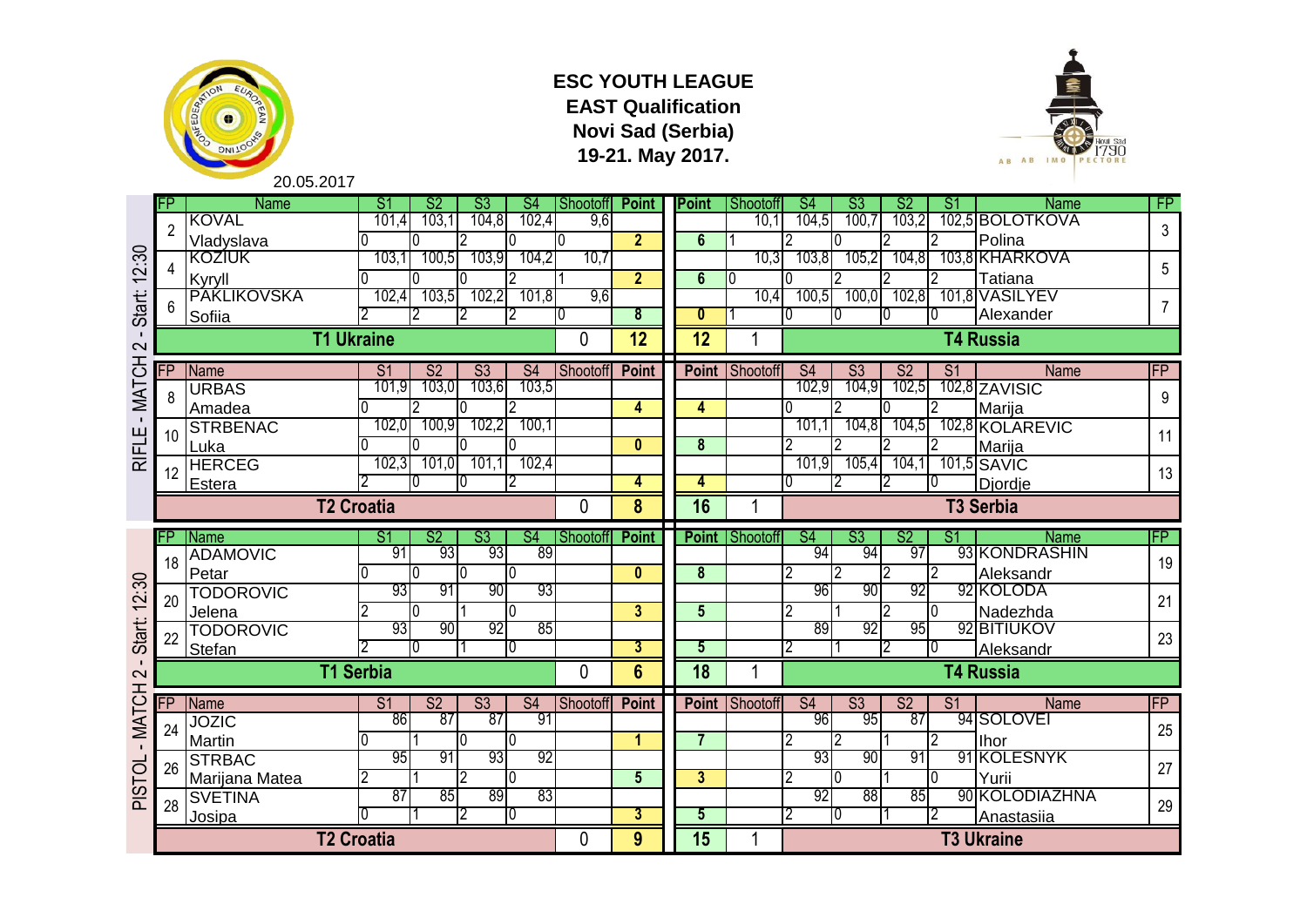# ESC YOUTH LEAGUE
## EAST Qualification
## Novi Sad (Serbia)
## 19-21. May 2017.

20.05.2017

### RIFLE - MATCH 2 - Start: 12:30

| FP | Name | S1 | S2 | S3 | S4 | Shootoff | Point | Point | Shootoff | S4 | S3 | S2 | S1 | Name | FP |
|---|---|---|---|---|---|---|---|---|---|---|---|---|---|---|---|
| 2 | KOVAL Vladyslava | 101,4 | 103,1 | 104,8 | 102,4 | 9,6 | | | 10,1 | 104,5 | 100,7 | 103,2 | 102,5 | BOLOTKOVA Polina | 3 |
| | | 0 | 0 | 2 | 0 | 0 | 2 | 6 | 1 | 2 | 0 | 2 | 2 | | |
| 4 | KOZIUK Kyryll | 103,1 | 100,5 | 103,9 | 104,2 | 10,7 | | | 10,3 | 103,8 | 105,2 | 104,8 | 103,8 | KHARKOVA Tatiana | 5 |
| | | 0 | 0 | 0 | 2 | 1 | 2 | 6 | 0 | 0 | 2 | 2 | 2 | | |
| 6 | PAKLIKOVSKA Sofiia | 102,4 | 103,5 | 102,2 | 101,8 | 9,6 | | | 10,4 | 100,5 | 100,0 | 102,8 | 101,8 | VASILYEV Alexander | 7 |
| | | 2 | 2 | 2 | 2 | 0 | 8 | 0 | 1 | 0 | 0 | 0 | 0 | | |
| | **T1 Ukraine** | | | | | 0 | **12** | **12** | 1 | | | | | **T4 Russia** | |

| FP | Name | S1 | S2 | S3 | S4 | Shootoff | Point | Point | Shootoff | S4 | S3 | S2 | S1 | Name | FP |
|---|---|---|---|---|---|---|---|---|---|---|---|---|---|---|---|
| 8 | URBAS Amadea | 101,9 | 103,0 | 103,6 | 103,5 | | | | | 102,9 | 104,9 | 102,5 | 102,8 | ZAVISIC Marija | 9 |
| | | 0 | 2 | 0 | 2 | | 4 | 4 | | 0 | 2 | 0 | 2 | | |
| 10 | STRBENAC Luka | 102,0 | 100,9 | 102,2 | 100,1 | | | | | 101,1 | 104,8 | 104,5 | 102,8 | KOLAREVIC Marija | 11 |
| | | 0 | 0 | 0 | 0 | | 0 | 8 | | 2 | 2 | 2 | 2 | | |
| 12 | HERCEG Estera | 102,3 | 101,0 | 101,1 | 102,4 | | | | | 101,9 | 105,4 | 104,1 | 101,5 | SAVIC Djordje | 13 |
| | | 2 | 0 | 0 | 2 | | 4 | 4 | | 0 | 2 | 2 | 0 | | |
| | **T2 Croatia** | | | | | 0 | **8** | **16** | 1 | | | | | **T3 Serbia** | |

### PISTOL - MATCH 2 - Start: 12:30

| FP | Name | S1 | S2 | S3 | S4 | Shootoff | Point | Point | Shootoff | S4 | S3 | S2 | S1 | Name | FP |
|---|---|---|---|---|---|---|---|---|---|---|---|---|---|---|---|
| 18 | ADAMOVIC Petar | 91 | 93 | 93 | 89 | | | | | 94 | 94 | 97 | 93 | KONDRASHIN Aleksandr | 19 |
| | | 0 | 0 | 0 | 0 | | 0 | 8 | | 2 | 2 | 2 | 2 | | |
| 20 | TODOROVIC Jelena | 93 | 91 | 90 | 93 | | | | | 96 | 90 | 92 | 92 | KOLODA Nadezhda | 21 |
| | | 2 | 0 | 1 | 0 | | 3 | 5 | | 2 | 1 | 2 | 0 | | |
| 22 | TODOROVIC Stefan | 93 | 90 | 92 | 85 | | | | | 89 | 92 | 95 | 92 | BITIUKOV Aleksandr | 23 |
| | | 2 | 0 | 1 | 0 | | 3 | 5 | | 2 | 1 | 2 | 0 | | |
| | **T1 Serbia** | | | | | 0 | **6** | **18** | 1 | | | | | **T4 Russia** | |

| FP | Name | S1 | S2 | S3 | S4 | Shootoff | Point | Point | Shootoff | S4 | S3 | S2 | S1 | Name | FP |
|---|---|---|---|---|---|---|---|---|---|---|---|---|---|---|---|
| 24 | JOZIC Martin | 86 | 87 | 87 | 91 | | | | | 96 | 95 | 87 | 94 | SOLOVEI Ihor | 25 |
| | | 0 | 1 | 0 | 0 | | 1 | 7 | | 2 | 2 | 1 | 2 | | |
| 26 | STRBAC Marijana Matea | 95 | 91 | 93 | 92 | | | | | 93 | 90 | 91 | 91 | KOLESNYK Yurii | 27 |
| | | 2 | 1 | 2 | 0 | | 5 | 3 | | 2 | 0 | 1 | 0 | | |
| 28 | SVETINA Josipa | 87 | 85 | 89 | 83 | | | | | 92 | 88 | 85 | 90 | KOLODIAZHNA Anastasiia | 29 |
| | | 0 | 1 | 2 | 0 | | 3 | 5 | | 2 | 0 | 1 | 2 | | |
| | **T2 Croatia** | | | | | 0 | **9** | **15** | 1 | | | | | **T3 Ukraine** | |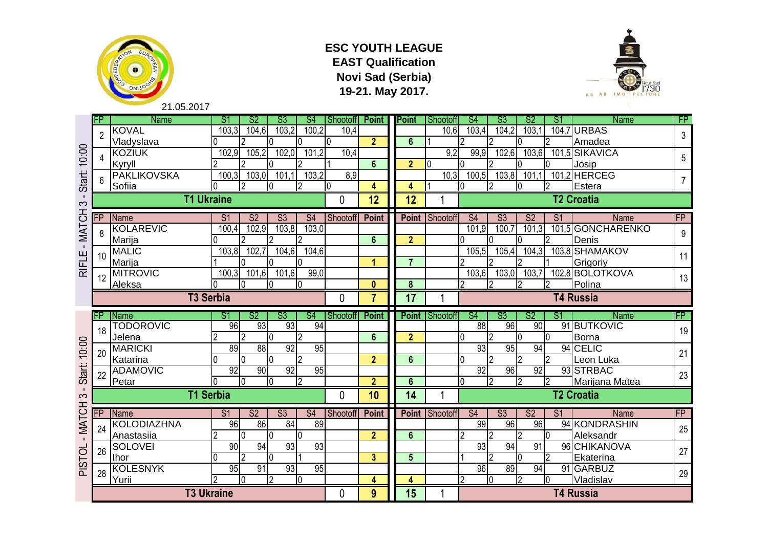# ESC YOUTH LEAGUE

**EAST Qualification**

**Novi Sad (Serbia)**

**19-21. May 2017.**

21.05.2017

## RIFLE - MATCH 3 - Start: 10:00

| FP | Name | S1 | S2 | S3 | S4 | Shootoff | Point | Point | Shootoff | S4 | S3 | S2 | S1 | Name | FP |
|---|---|---|---|---|---|---|---|---|---|---|---|---|---|---|---|
| 2 | KOVAL Vladyslava | 103,3 / 0 | 104,6 / 2 | 103,2 / 0 | 100,2 / 0 | 10,4 / 0 | 2 | 6 | 10,6 / 1 | 103,4 / 2 | 104,2 / 2 | 103,1 / 0 | 104,7 / 2 | URBAS Amadea | 3 |
| 4 | KOZIUK Kyryll | 102,9 / 2 | 105,2 / 2 | 102,0 / 0 | 101,2 / 2 | 10,4 / 1 | 6 | 2 | 9,2 / 0 | 99,9 / 0 | 102,6 / 2 | 103,6 / 0 | 101,5 / 0 | SIKAVICA Josip | 5 |
| 6 | PAKLIKOVSKA Sofiia | 100,3 / 0 | 103,0 / 2 | 101,1 / 0 | 103,2 / 2 | 8,9 / 0 | 4 | 4 | 10,3 / 1 | 100,5 / 0 | 103,8 / 2 | 101,1 / 0 | 101,2 / 2 | HERCEG Estera | 7 |
| | **T1 Ukraine** | | | | | 0 | **12** | **12** | 1 | | | | | **T2 Croatia** | |

| FP | Name | S1 | S2 | S3 | S4 | Shootoff | Point | Point | Shootoff | S4 | S3 | S2 | S1 | Name | FP |
|---|---|---|---|---|---|---|---|---|---|---|---|---|---|---|---|
| 8 | KOLAREVIC Marija | 100,4 / 0 | 102,9 / 2 | 103,8 / 2 | 103,0 / 2 | | 6 | 2 | | 101,9 / 0 | 100,7 / 0 | 101,3 / 0 | 101,5 / 2 | GONCHARENKO Denis | 9 |
| 10 | MALIC Marija | 103,8 / 1 | 102,7 / 0 | 104,6 / 0 | 104,6 / 0 | | 1 | 7 | | 105,5 / 2 | 105,4 / 2 | 104,3 / 2 | 103,8 / 1 | SHAMAKOV Grigoriy | 11 |
| 12 | MITROVIC Aleksa | 100,3 / 0 | 101,6 / 0 | 101,6 / 0 | 99,0 / 0 | | 0 | 8 | | 103,6 / 2 | 103,0 / 2 | 103,7 / 2 | 102,8 / 2 | BOLOTKOVA Polina | 13 |
| | **T3 Serbia** | | | | | 0 | **7** | **17** | 1 | | | | | **T4 Russia** | |

## PISTOL - MATCH 3 - Start: 10:00

| FP | Name | S1 | S2 | S3 | S4 | Shootoff | Point | Point | Shootoff | S4 | S3 | S2 | S1 | Name | FP |
|---|---|---|---|---|---|---|---|---|---|---|---|---|---|---|---|
| 18 | TODOROVIC Jelena | 96 / 2 | 93 / 2 | 93 / 0 | 94 / 2 | | 6 | 2 | | 88 / 0 | 96 / 2 | 90 / 0 | 91 / 0 | BUTKOVIC Borna | 19 |
| 20 | MARICKI Katarina | 89 / 0 | 88 / 0 | 92 / 0 | 95 / 2 | | 2 | 6 | | 93 / 0 | 95 / 2 | 94 / 2 | 94 / 2 | CELIC Leon Luka | 21 |
| 22 | ADAMOVIC Petar | 92 / 0 | 90 / 0 | 92 / 0 | 95 / 2 | | 2 | 6 | | 92 / 0 | 96 / 2 | 92 / 2 | 93 / 2 | STRBAC Marijana Matea | 23 |
| | **T1 Serbia** | | | | | 0 | **10** | **14** | 1 | | | | | **T2 Croatia** | |

| FP | Name | S1 | S2 | S3 | S4 | Shootoff | Point | Point | Shootoff | S4 | S3 | S2 | S1 | Name | FP |
|---|---|---|---|---|---|---|---|---|---|---|---|---|---|---|---|
| 24 | KOLODIAZHNA Anastasiia | 96 / 2 | 86 / 0 | 84 / 0 | 89 / 0 | | 2 | 6 | | 99 / 2 | 96 / 2 | 96 / 2 | 94 / 0 | KONDRASHIN Aleksandr | 25 |
| 26 | SOLOVEI Ihor | 90 / 0 | 94 / 2 | 93 / 0 | 93 / 1 | | 3 | 5 | | 93 / 1 | 94 / 2 | 91 / 0 | 96 / 2 | CHIKANOVA Ekaterina | 27 |
| 28 | KOLESNYK Yurii | 95 / 2 | 91 / 0 | 93 / 2 | 95 / 0 | | 4 | 4 | | 96 / 2 | 89 / 0 | 94 / 2 | 91 / 0 | GARBUZ Vladislav | 29 |
| | **T3 Ukraine** | | | | | 0 | **9** | **15** | 1 | | | | | **T4 Russia** | |